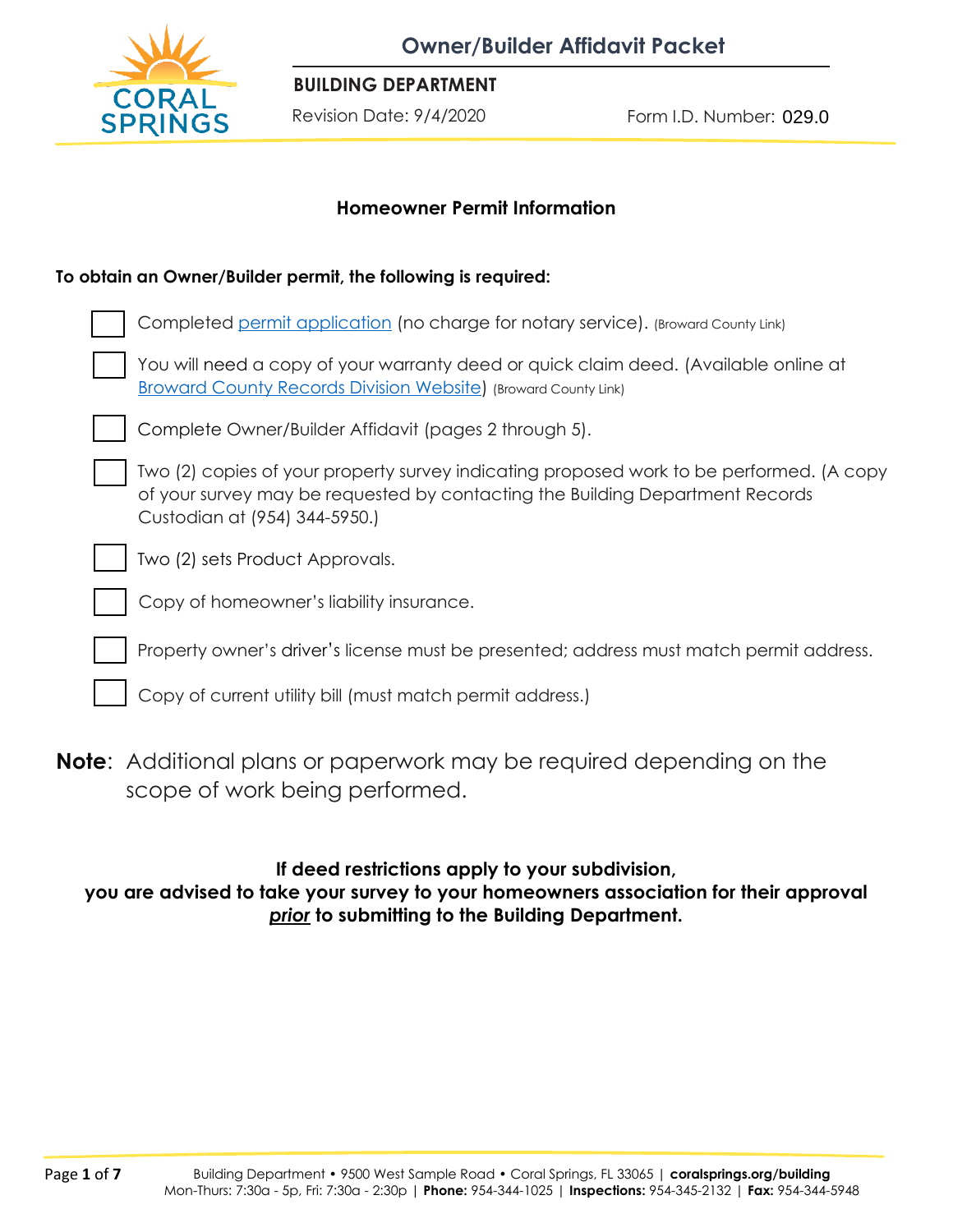# Owner/Builder Affidavit Packet

**BUILDING DEPARTMENT**

Revision Date: 9/4/2020 Form I.D. Number: 029.0

## Homeowner Permit Information

**To obtain an Owner/Builder permit, the following is required:**

- [ ] Completed permit application (no charge for notary service). (Broward County Link)
- [ ] You will need a copy of your warranty deed or quick claim deed. (Available online at Broward County Records Division Website) (Broward County Link)
- [ ] Complete Owner/Builder Affidavit (pages 2 through 5).
- [ ] Two (2) copies of your property survey indicating proposed work to be performed. (A copy of your survey may be requested by contacting the Building Department Records Custodian at (954) 344-5950.)
- [ ] Two (2) sets Product Approvals.
- [ ] Copy of homeowner's liability insurance.
- [ ] Property owner's driver's license must be presented; address must match permit address.
- [ ] Copy of current utility bill (must match permit address.)

**Note**: Additional plans or paperwork may be required depending on the scope of work being performed.

**If deed restrictions apply to your subdivision, you are advised to take your survey to your homeowners association for their approval *prior* to submitting to the Building Department.**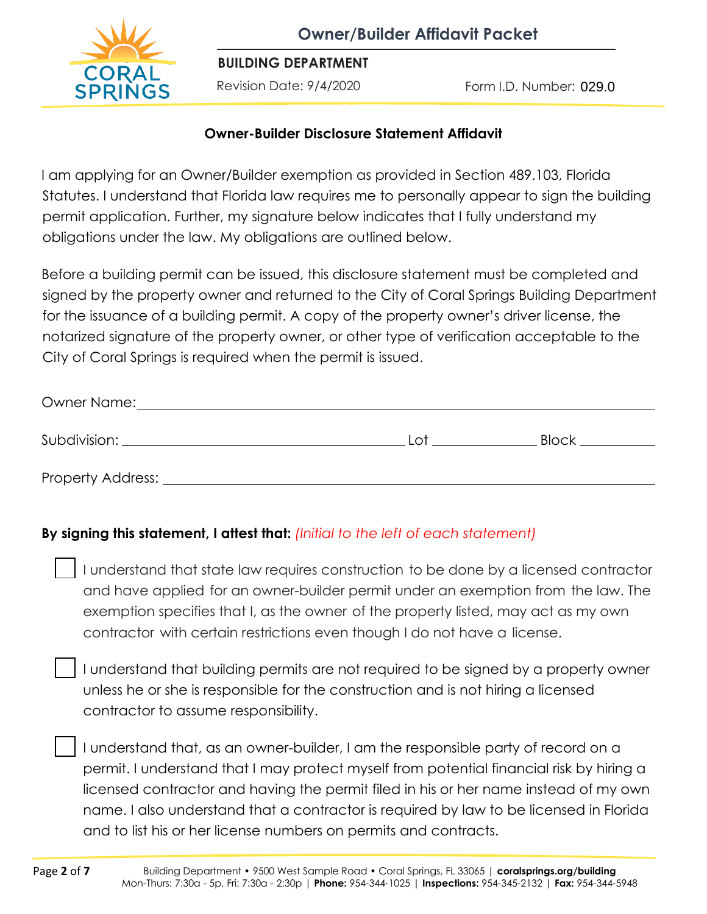# Owner/Builder Affidavit Packet

**BUILDING DEPARTMENT**

Revision Date: 9/4/2020 Form I.D. Number: 029.0

## Owner-Builder Disclosure Statement Affidavit

I am applying for an Owner/Builder exemption as provided in Section 489.103, Florida Statutes. I understand that Florida law requires me to personally appear to sign the building permit application. Further, my signature below indicates that I fully understand my obligations under the law. My obligations are outlined below.

Before a building permit can be issued, this disclosure statement must be completed and signed by the property owner and returned to the City of Coral Springs Building Department for the issuance of a building permit. A copy of the property owner's driver license, the notarized signature of the property owner, or other type of verification acceptable to the City of Coral Springs is required when the permit is issued.

Owner Name: ______________________________________________

Subdivision: ______________________________ Lot __________ Block __________

Property Address: ______________________________________________

**By signing this statement, I attest that:** *(Initial to the left of each statement)*

☐ I understand that state law requires construction to be done by a licensed contractor and have applied for an owner-builder permit under an exemption from the law. The exemption specifies that I, as the owner of the property listed, may act as my own contractor with certain restrictions even though I do not have a license.

☐ I understand that building permits are not required to be signed by a property owner unless he or she is responsible for the construction and is not hiring a licensed contractor to assume responsibility.

☐ I understand that, as an owner-builder, I am the responsible party of record on a permit. I understand that I may protect myself from potential financial risk by hiring a licensed contractor and having the permit filed in his or her name instead of my own name. I also understand that a contractor is required by law to be licensed in Florida and to list his or her license numbers on permits and contracts.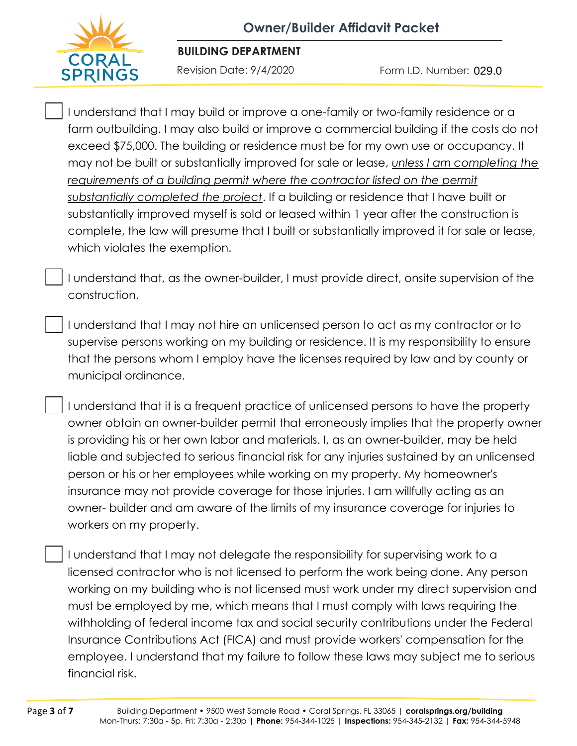- [ ] I understand that I may build or improve a one-family or two-family residence or a farm outbuilding. I may also build or improve a commercial building if the costs do not exceed $75,000. The building or residence must be for my own use or occupancy. It may not be built or substantially improved for sale or lease, *unless I am completing the requirements of a building permit where the contractor listed on the permit substantially completed the project*. If a building or residence that I have built or substantially improved myself is sold or leased within 1 year after the construction is complete, the law will presume that I built or substantially improved it for sale or lease, which violates the exemption.

- [ ] I understand that, as the owner-builder, I must provide direct, onsite supervision of the construction.

- [ ] I understand that I may not hire an unlicensed person to act as my contractor or to supervise persons working on my building or residence. It is my responsibility to ensure that the persons whom I employ have the licenses required by law and by county or municipal ordinance.

- [ ] I understand that it is a frequent practice of unlicensed persons to have the property owner obtain an owner-builder permit that erroneously implies that the property owner is providing his or her own labor and materials. I, as an owner-builder, may be held liable and subjected to serious financial risk for any injuries sustained by an unlicensed person or his or her employees while working on my property. My homeowner's insurance may not provide coverage for those injuries. I am willfully acting as an owner- builder and am aware of the limits of my insurance coverage for injuries to workers on my property.

- [ ] I understand that I may not delegate the responsibility for supervising work to a licensed contractor who is not licensed to perform the work being done. Any person working on my building who is not licensed must work under my direct supervision and must be employed by me, which means that I must comply with laws requiring the withholding of federal income tax and social security contributions under the Federal Insurance Contributions Act (FICA) and must provide workers' compensation for the employee. I understand that my failure to follow these laws may subject me to serious financial risk.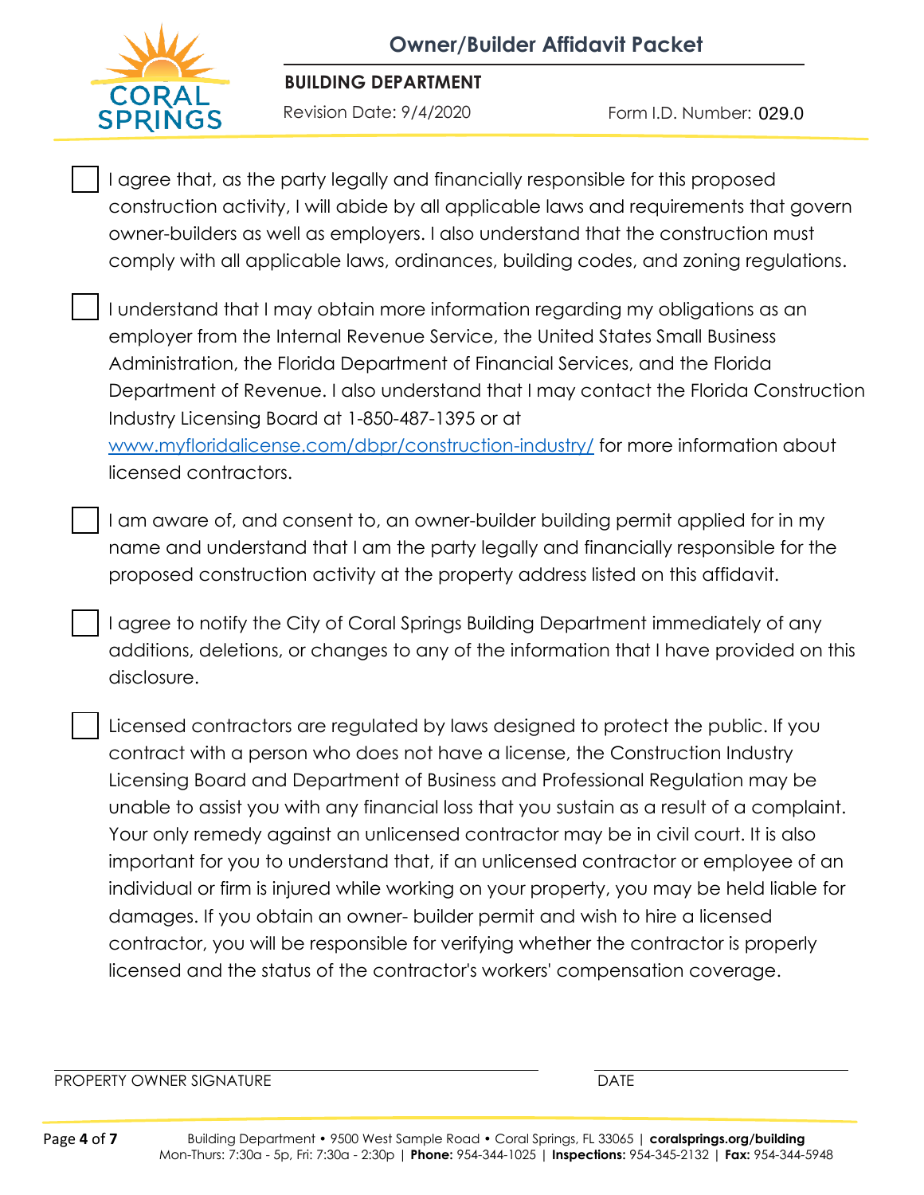- [ ] I agree that, as the party legally and financially responsible for this proposed construction activity, I will abide by all applicable laws and requirements that govern owner-builders as well as employers. I also understand that the construction must comply with all applicable laws, ordinances, building codes, and zoning regulations.

- [ ] I understand that I may obtain more information regarding my obligations as an employer from the Internal Revenue Service, the United States Small Business Administration, the Florida Department of Financial Services, and the Florida Department of Revenue. I also understand that I may contact the Florida Construction Industry Licensing Board at 1-850-487-1395 or at www.myfloridalicense.com/dbpr/construction-industry/ for more information about licensed contractors.

- [ ] I am aware of, and consent to, an owner-builder building permit applied for in my name and understand that I am the party legally and financially responsible for the proposed construction activity at the property address listed on this affidavit.

- [ ] I agree to notify the City of Coral Springs Building Department immediately of any additions, deletions, or changes to any of the information that I have provided on this disclosure.

- [ ] Licensed contractors are regulated by laws designed to protect the public. If you contract with a person who does not have a license, the Construction Industry Licensing Board and Department of Business and Professional Regulation may be unable to assist you with any financial loss that you sustain as a result of a complaint. Your only remedy against an unlicensed contractor may be in civil court. It is also important for you to understand that, if an unlicensed contractor or employee of an individual or firm is injured while working on your property, you may be held liable for damages. If you obtain an owner- builder permit and wish to hire a licensed contractor, you will be responsible for verifying whether the contractor is properly licensed and the status of the contractor's workers' compensation coverage.

| PROPERTY OWNER SIGNATURE | DATE |
|---|---|
| | |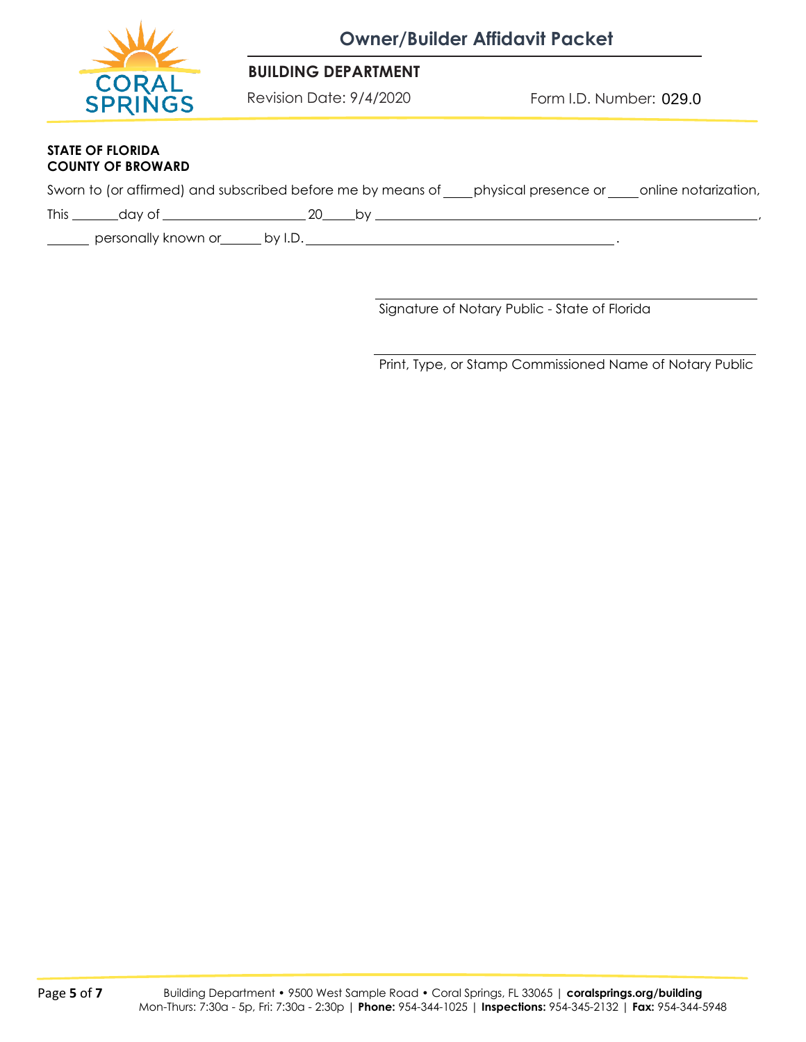**STATE OF FLORIDA**
**COUNTY OF BROWARD**

Sworn to (or affirmed) and subscribed before me by means of ____physical presence or ____online notarization,

This _______day of _____________________ 20_____by ______________________________________________________________,

______ personally known or______ by I.D. _____________________________________________.

_____________________________________________
Signature of Notary Public - State of Florida

_____________________________________________
Print, Type, or Stamp Commissioned Name of Notary Public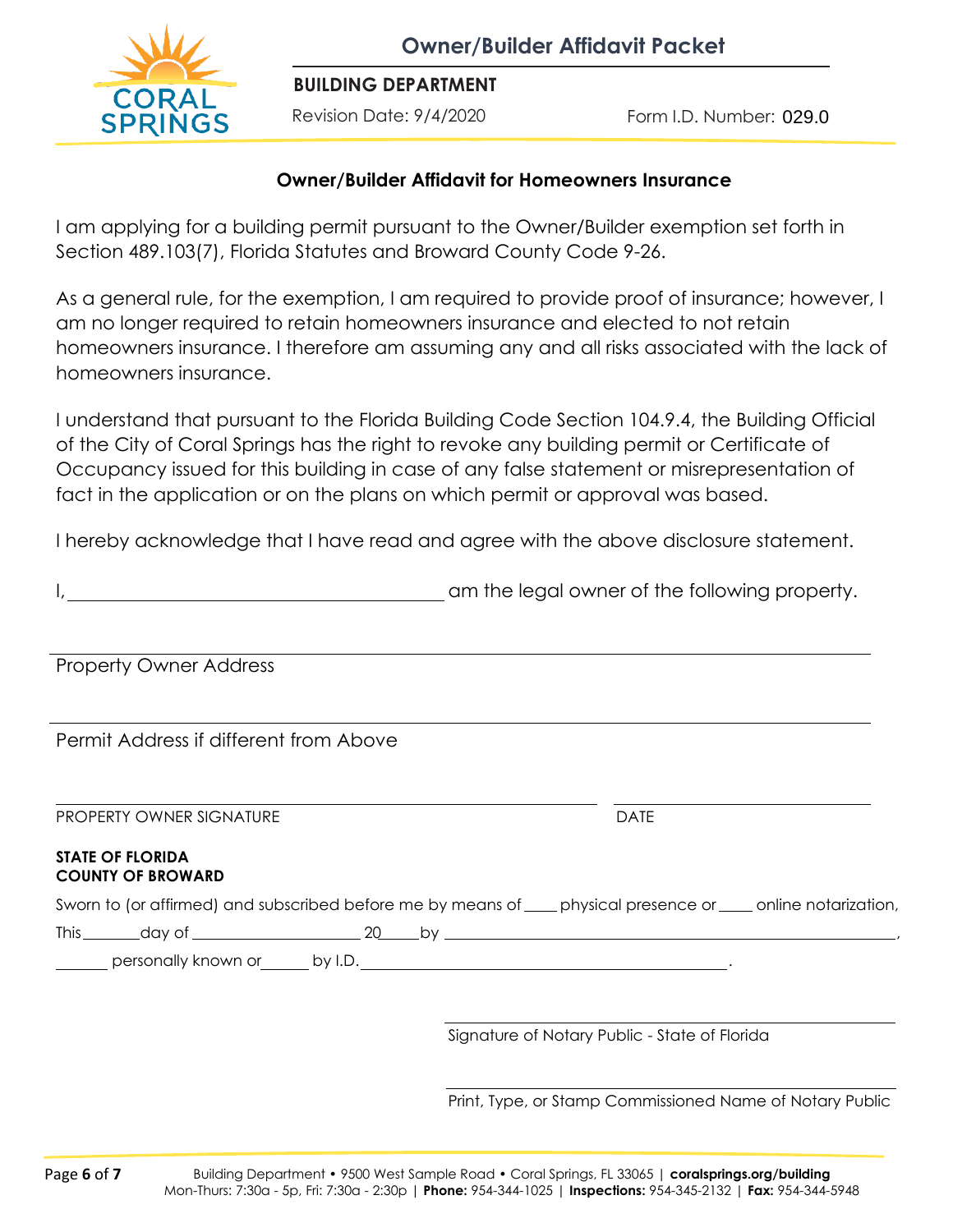# Owner/Builder Affidavit Packet

**BUILDING DEPARTMENT**

Revision Date: 9/4/2020 Form I.D. Number: 029.0

## Owner/Builder Affidavit for Homeowners Insurance

I am applying for a building permit pursuant to the Owner/Builder exemption set forth in Section 489.103(7), Florida Statutes and Broward County Code 9-26.

As a general rule, for the exemption, I am required to provide proof of insurance; however, I am no longer required to retain homeowners insurance and elected to not retain homeowners insurance. I therefore am assuming any and all risks associated with the lack of homeowners insurance.

I understand that pursuant to the Florida Building Code Section 104.9.4, the Building Official of the City of Coral Springs has the right to revoke any building permit or Certificate of Occupancy issued for this building in case of any false statement or misrepresentation of fact in the application or on the plans on which permit or approval was based.

I hereby acknowledge that I have read and agree with the above disclosure statement.

I, ________________________________________ am the legal owner of the following property.

______________________________________________________________________

Property Owner Address

______________________________________________________________________

Permit Address if different from Above

______________________________________________ ______________________

PROPERTY OWNER SIGNATURE DATE

**STATE OF FLORIDA**
**COUNTY OF BROWARD**

Sworn to (or affirmed) and subscribed before me by means of ____ physical presence or ____ online notarization,

This _______day of ____________________ 20_____by ______________________________________________________,

_______ personally known or______ by I.D.______________________________________________.

______________________________________________

Signature of Notary Public - State of Florida

______________________________________________

Print, Type, or Stamp Commissioned Name of Notary Public

Building Department • 9500 West Sample Road • Coral Springs, FL 33065 | **coralsprings.org/building**
Mon-Thurs: 7:30a - 5p, Fri: 7:30a - 2:30p | **Phone:** 954-344-1025 | **Inspections:** 954-345-2132 | **Fax:** 954-344-5948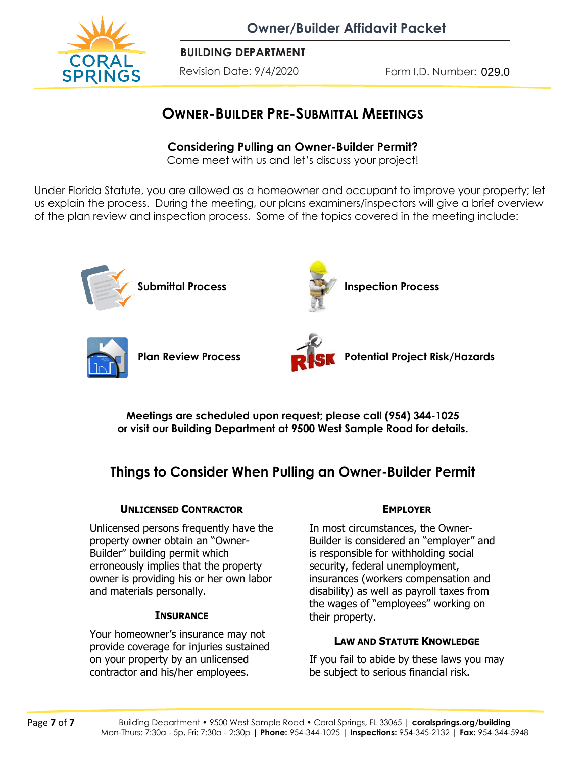# Owner-Builder Pre-Submittal Meetings

**Considering Pulling an Owner-Builder Permit?**
Come meet with us and let's discuss your project!

Under Florida Statute, you are allowed as a homeowner and occupant to improve your property; let us explain the process. During the meeting, our plans examiners/inspectors will give a brief overview of the plan review and inspection process. Some of the topics covered in the meeting include:

- **Submittal Process**
- **Inspection Process**
- **Plan Review Process**
- **Potential Project Risk/Hazards**

**Meetings are scheduled upon request; please call (954) 344-1025 or visit our Building Department at 9500 West Sample Road for details.**

## Things to Consider When Pulling an Owner-Builder Permit

### Unlicensed Contractor

Unlicensed persons frequently have the property owner obtain an "Owner-Builder" building permit which erroneously implies that the property owner is providing his or her own labor and materials personally.

### Insurance

Your homeowner's insurance may not provide coverage for injuries sustained on your property by an unlicensed contractor and his/her employees.

### Employer

In most circumstances, the Owner-Builder is considered an "employer" and is responsible for withholding social security, federal unemployment, insurances (workers compensation and disability) as well as payroll taxes from the wages of "employees" working on their property.

### Law and Statute Knowledge

If you fail to abide by these laws you may be subject to serious financial risk.